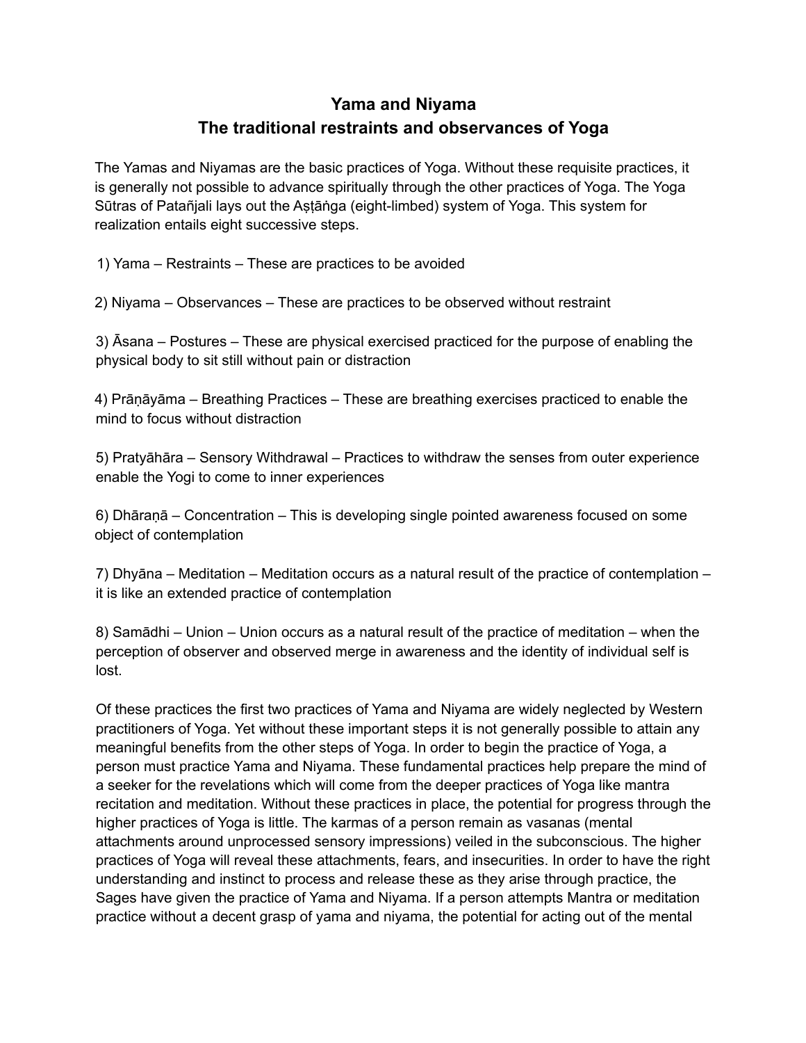# Yama and Niyama
## The traditional restraints and observances of Yoga

The Yamas and Niyamas are the basic practices of Yoga. Without these requisite practices, it is generally not possible to advance spiritually through the other practices of Yoga. The Yoga Sūtras of Patañjali lays out the Aṣṭāṅga (eight-limbed) system of Yoga. This system for realization entails eight successive steps.

1) Yama – Restraints – These are practices to be avoided

2) Niyama – Observances – These are practices to be observed without restraint

3) Āsana – Postures – These are physical exercised practiced for the purpose of enabling the physical body to sit still without pain or distraction

4) Prāṇāyāma – Breathing Practices – These are breathing exercises practiced to enable the mind to focus without distraction

5) Pratyāhāra – Sensory Withdrawal – Practices to withdraw the senses from outer experience enable the Yogi to come to inner experiences

6) Dhāraṇā – Concentration – This is developing single pointed awareness focused on some object of contemplation

7) Dhyāna – Meditation – Meditation occurs as a natural result of the practice of contemplation – it is like an extended practice of contemplation

8) Samādhi – Union – Union occurs as a natural result of the practice of meditation – when the perception of observer and observed merge in awareness and the identity of individual self is lost.

Of these practices the first two practices of Yama and Niyama are widely neglected by Western practitioners of Yoga. Yet without these important steps it is not generally possible to attain any meaningful benefits from the other steps of Yoga. In order to begin the practice of Yoga, a person must practice Yama and Niyama. These fundamental practices help prepare the mind of a seeker for the revelations which will come from the deeper practices of Yoga like mantra recitation and meditation. Without these practices in place, the potential for progress through the higher practices of Yoga is little. The karmas of a person remain as vasanas (mental attachments around unprocessed sensory impressions) veiled in the subconscious. The higher practices of Yoga will reveal these attachments, fears, and insecurities. In order to have the right understanding and instinct to process and release these as they arise through practice, the Sages have given the practice of Yama and Niyama. If a person attempts Mantra or meditation practice without a decent grasp of yama and niyama, the potential for acting out of the mental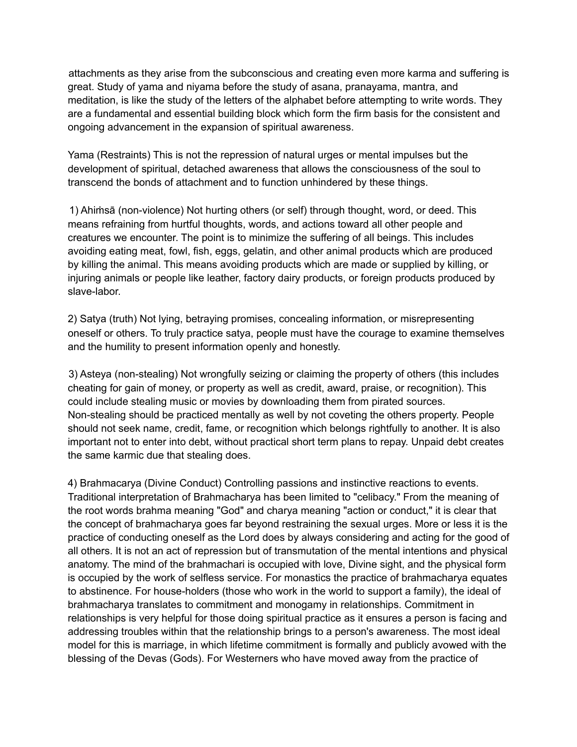attachments as they arise from the subconscious and creating even more karma and suffering is great. Study of yama and niyama before the study of asana, pranayama, mantra, and meditation, is like the study of the letters of the alphabet before attempting to write words. They are a fundamental and essential building block which form the firm basis for the consistent and ongoing advancement in the expansion of spiritual awareness.

Yama (Restraints) This is not the repression of natural urges or mental impulses but the development of spiritual, detached awareness that allows the consciousness of the soul to transcend the bonds of attachment and to function unhindered by these things.

1) Ahiṁsā (non-violence) Not hurting others (or self) through thought, word, or deed. This means refraining from hurtful thoughts, words, and actions toward all other people and creatures we encounter. The point is to minimize the suffering of all beings. This includes avoiding eating meat, fowl, fish, eggs, gelatin, and other animal products which are produced by killing the animal. This means avoiding products which are made or supplied by killing, or injuring animals or people like leather, factory dairy products, or foreign products produced by slave-labor.

2) Satya (truth) Not lying, betraying promises, concealing information, or misrepresenting oneself or others. To truly practice satya, people must have the courage to examine themselves and the humility to present information openly and honestly.

3) Asteya (non-stealing) Not wrongfully seizing or claiming the property of others (this includes cheating for gain of money, or property as well as credit, award, praise, or recognition). This could include stealing music or movies by downloading them from pirated sources. Non-stealing should be practiced mentally as well by not coveting the others property. People should not seek name, credit, fame, or recognition which belongs rightfully to another. It is also important not to enter into debt, without practical short term plans to repay. Unpaid debt creates the same karmic due that stealing does.

4) Brahmacarya (Divine Conduct) Controlling passions and instinctive reactions to events. Traditional interpretation of Brahmacharya has been limited to "celibacy." From the meaning of the root words brahma meaning "God" and charya meaning "action or conduct," it is clear that the concept of brahmacharya goes far beyond restraining the sexual urges. More or less it is the practice of conducting oneself as the Lord does by always considering and acting for the good of all others. It is not an act of repression but of transmutation of the mental intentions and physical anatomy. The mind of the brahmachari is occupied with love, Divine sight, and the physical form is occupied by the work of selfless service. For monastics the practice of brahmacharya equates to abstinence. For house-holders (those who work in the world to support a family), the ideal of brahmacharya translates to commitment and monogamy in relationships. Commitment in relationships is very helpful for those doing spiritual practice as it ensures a person is facing and addressing troubles within that the relationship brings to a person's awareness. The most ideal model for this is marriage, in which lifetime commitment is formally and publicly avowed with the blessing of the Devas (Gods). For Westerners who have moved away from the practice of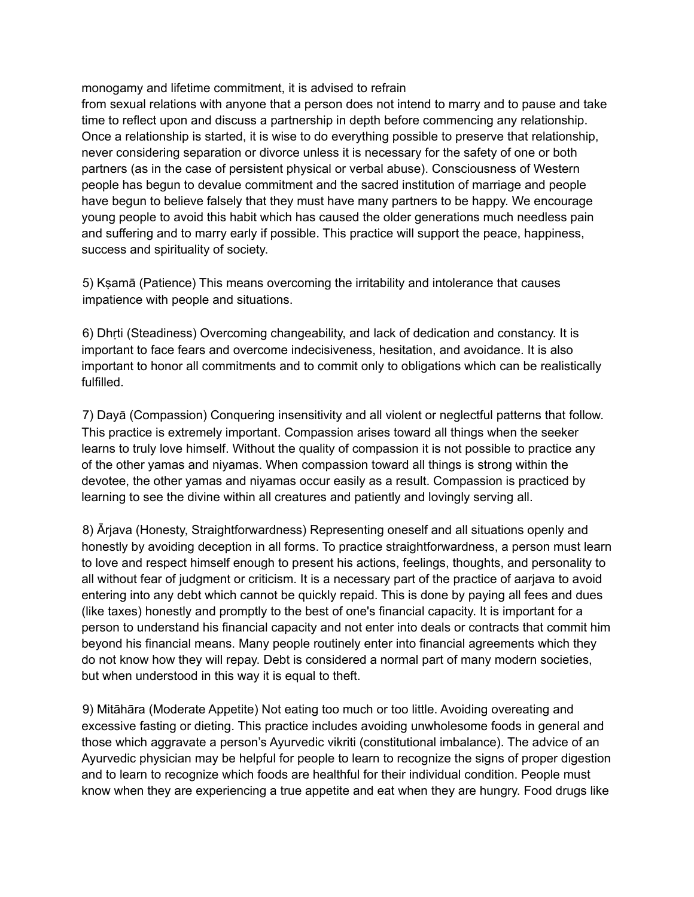monogamy and lifetime commitment, it is advised to refrain from sexual relations with anyone that a person does not intend to marry and to pause and take time to reflect upon and discuss a partnership in depth before commencing any relationship. Once a relationship is started, it is wise to do everything possible to preserve that relationship, never considering separation or divorce unless it is necessary for the safety of one or both partners (as in the case of persistent physical or verbal abuse). Consciousness of Western people has begun to devalue commitment and the sacred institution of marriage and people have begun to believe falsely that they must have many partners to be happy. We encourage young people to avoid this habit which has caused the older generations much needless pain and suffering and to marry early if possible. This practice will support the peace, happiness, success and spirituality of society.

5) Kṣamā (Patience) This means overcoming the irritability and intolerance that causes impatience with people and situations.

6) Dhṛti (Steadiness) Overcoming changeability, and lack of dedication and constancy. It is important to face fears and overcome indecisiveness, hesitation, and avoidance. It is also important to honor all commitments and to commit only to obligations which can be realistically fulfilled.

7) Dayā (Compassion) Conquering insensitivity and all violent or neglectful patterns that follow. This practice is extremely important. Compassion arises toward all things when the seeker learns to truly love himself. Without the quality of compassion it is not possible to practice any of the other yamas and niyamas. When compassion toward all things is strong within the devotee, the other yamas and niyamas occur easily as a result. Compassion is practiced by learning to see the divine within all creatures and patiently and lovingly serving all.

8) Ārjava (Honesty, Straightforwardness) Representing oneself and all situations openly and honestly by avoiding deception in all forms. To practice straightforwardness, a person must learn to love and respect himself enough to present his actions, feelings, thoughts, and personality to all without fear of judgment or criticism. It is a necessary part of the practice of aarjava to avoid entering into any debt which cannot be quickly repaid. This is done by paying all fees and dues (like taxes) honestly and promptly to the best of one's financial capacity. It is important for a person to understand his financial capacity and not enter into deals or contracts that commit him beyond his financial means. Many people routinely enter into financial agreements which they do not know how they will repay. Debt is considered a normal part of many modern societies, but when understood in this way it is equal to theft.

9) Mitāhāra (Moderate Appetite) Not eating too much or too little. Avoiding overeating and excessive fasting or dieting. This practice includes avoiding unwholesome foods in general and those which aggravate a person's Ayurvedic vikriti (constitutional imbalance). The advice of an Ayurvedic physician may be helpful for people to learn to recognize the signs of proper digestion and to learn to recognize which foods are healthful for their individual condition. People must know when they are experiencing a true appetite and eat when they are hungry. Food drugs like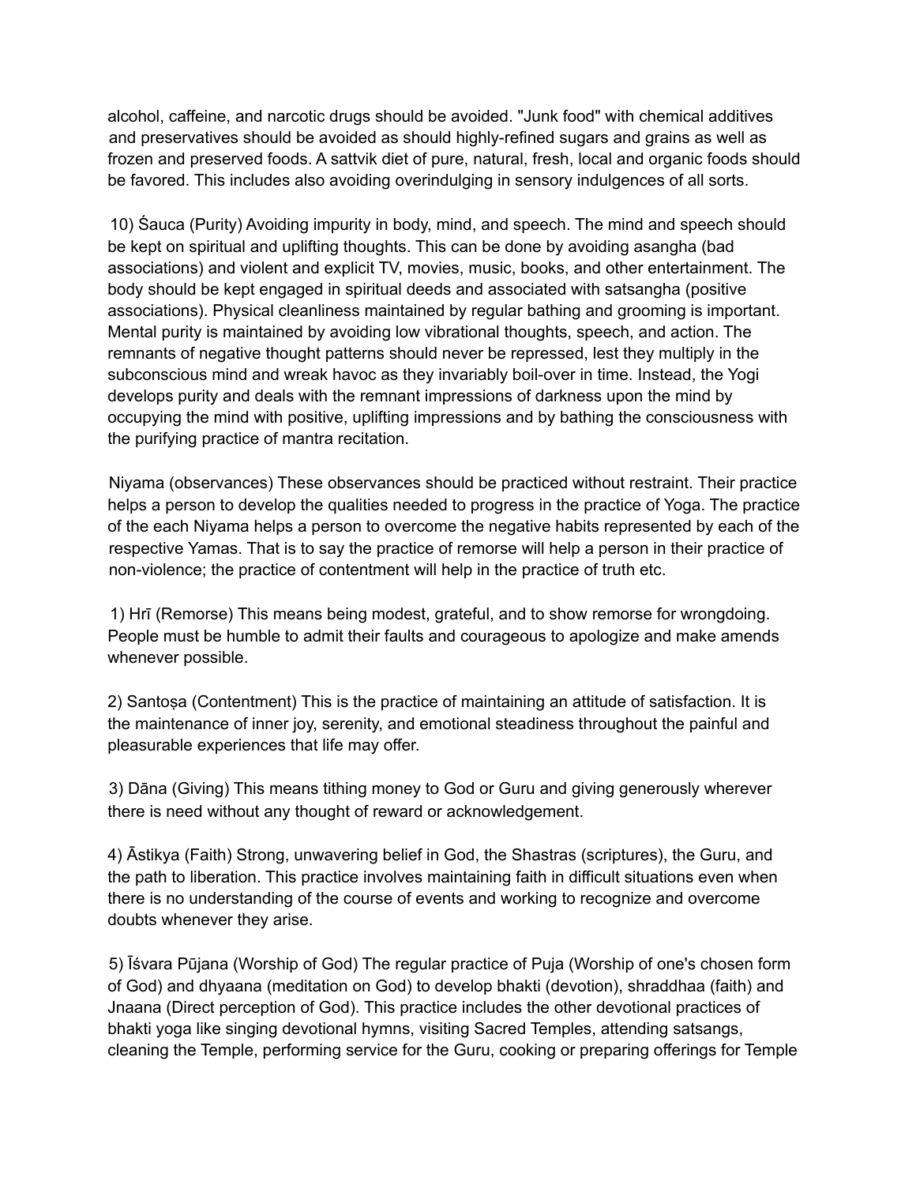alcohol, caffeine, and narcotic drugs should be avoided. "Junk food" with chemical additives and preservatives should be avoided as should highly-refined sugars and grains as well as frozen and preserved foods. A sattvik diet of pure, natural, fresh, local and organic foods should be favored. This includes also avoiding overindulging in sensory indulgences of all sorts.

10) Śauca (Purity) Avoiding impurity in body, mind, and speech. The mind and speech should be kept on spiritual and uplifting thoughts. This can be done by avoiding asangha (bad associations) and violent and explicit TV, movies, music, books, and other entertainment. The body should be kept engaged in spiritual deeds and associated with satsangha (positive associations). Physical cleanliness maintained by regular bathing and grooming is important. Mental purity is maintained by avoiding low vibrational thoughts, speech, and action. The remnants of negative thought patterns should never be repressed, lest they multiply in the subconscious mind and wreak havoc as they invariably boil-over in time. Instead, the Yogi develops purity and deals with the remnant impressions of darkness upon the mind by occupying the mind with positive, uplifting impressions and by bathing the consciousness with the purifying practice of mantra recitation.

Niyama (observances) These observances should be practiced without restraint. Their practice helps a person to develop the qualities needed to progress in the practice of Yoga. The practice of the each Niyama helps a person to overcome the negative habits represented by each of the respective Yamas. That is to say the practice of remorse will help a person in their practice of non-violence; the practice of contentment will help in the practice of truth etc.

1) Hrī (Remorse) This means being modest, grateful, and to show remorse for wrongdoing. People must be humble to admit their faults and courageous to apologize and make amends whenever possible.

2) Santoṣa (Contentment) This is the practice of maintaining an attitude of satisfaction. It is the maintenance of inner joy, serenity, and emotional steadiness throughout the painful and pleasurable experiences that life may offer.

3) Dāna (Giving) This means tithing money to God or Guru and giving generously wherever there is need without any thought of reward or acknowledgement.

4) Āstikya (Faith) Strong, unwavering belief in God, the Shastras (scriptures), the Guru, and the path to liberation. This practice involves maintaining faith in difficult situations even when there is no understanding of the course of events and working to recognize and overcome doubts whenever they arise.

5) Īśvara Pūjana (Worship of God) The regular practice of Puja (Worship of one's chosen form of God) and dhyaana (meditation on God) to develop bhakti (devotion), shraddhaa (faith) and Jnaana (Direct perception of God). This practice includes the other devotional practices of bhakti yoga like singing devotional hymns, visiting Sacred Temples, attending satsangs, cleaning the Temple, performing service for the Guru, cooking or preparing offerings for Temple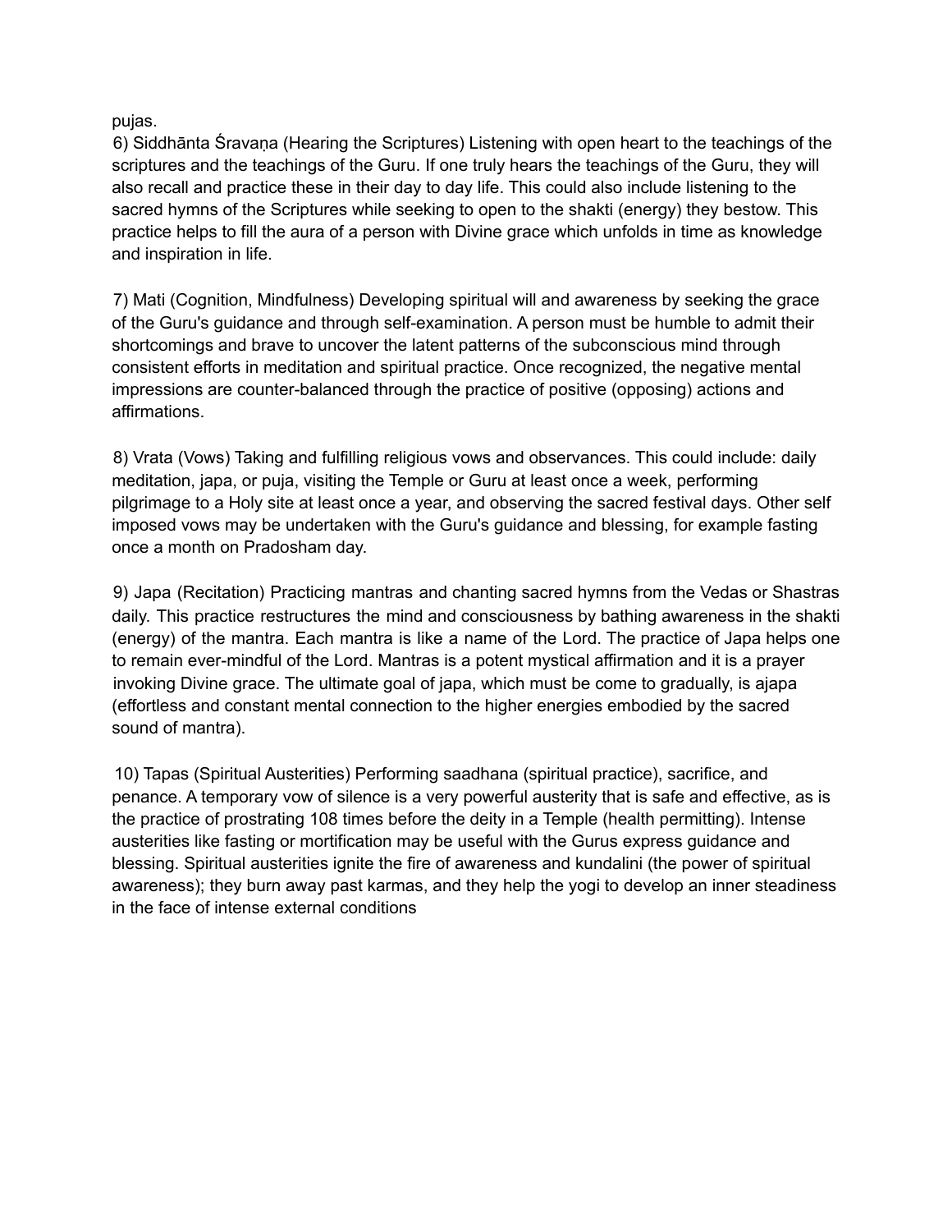pujas.

6) Siddhānta Śravaṇa (Hearing the Scriptures) Listening with open heart to the teachings of the scriptures and the teachings of the Guru. If one truly hears the teachings of the Guru, they will also recall and practice these in their day to day life. This could also include listening to the sacred hymns of the Scriptures while seeking to open to the shakti (energy) they bestow. This practice helps to fill the aura of a person with Divine grace which unfolds in time as knowledge and inspiration in life.

7) Mati (Cognition, Mindfulness) Developing spiritual will and awareness by seeking the grace of the Guru's guidance and through self-examination. A person must be humble to admit their shortcomings and brave to uncover the latent patterns of the subconscious mind through consistent efforts in meditation and spiritual practice. Once recognized, the negative mental impressions are counter-balanced through the practice of positive (opposing) actions and affirmations.

8) Vrata (Vows) Taking and fulfilling religious vows and observances. This could include: daily meditation, japa, or puja, visiting the Temple or Guru at least once a week, performing pilgrimage to a Holy site at least once a year, and observing the sacred festival days. Other self imposed vows may be undertaken with the Guru's guidance and blessing, for example fasting once a month on Pradosham day.

9) Japa (Recitation) Practicing mantras and chanting sacred hymns from the Vedas or Shastras daily. This practice restructures the mind and consciousness by bathing awareness in the shakti (energy) of the mantra. Each mantra is like a name of the Lord. The practice of Japa helps one to remain ever-mindful of the Lord. Mantras is a potent mystical affirmation and it is a prayer invoking Divine grace. The ultimate goal of japa, which must be come to gradually, is ajapa (effortless and constant mental connection to the higher energies embodied by the sacred sound of mantra).

10) Tapas (Spiritual Austerities) Performing saadhana (spiritual practice), sacrifice, and penance. A temporary vow of silence is a very powerful austerity that is safe and effective, as is the practice of prostrating 108 times before the deity in a Temple (health permitting). Intense austerities like fasting or mortification may be useful with the Gurus express guidance and blessing. Spiritual austerities ignite the fire of awareness and kundalini (the power of spiritual awareness); they burn away past karmas, and they help the yogi to develop an inner steadiness in the face of intense external conditions